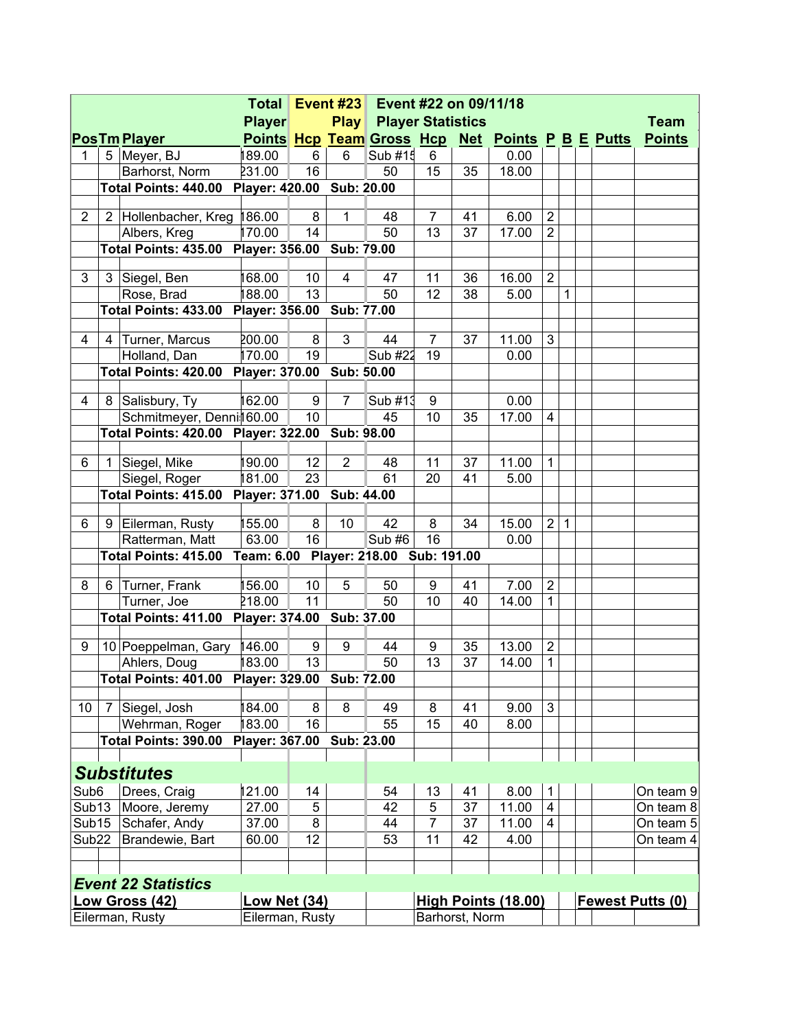| Pos | Tm | Player | Total Player Points | Event #23 Hcp | Play Team | Event #22 on 09/11/18 Player Statistics Gross | Hcp | Net | Points | P | B | E | Putts | Team Points |
|---|---|---|---|---|---|---|---|---|---|---|---|---|---|---|
| 1 | 5 | Meyer, BJ | 189.00 | 6 | 6 | Sub #15 | 6 | | 0.00 | | | | | |
| | | Barhorst, Norm | 231.00 | 16 | | 50 | 15 | 35 | 18.00 | | | | | |
| | Total Points: 440.00 | | Player: 420.00 | | Sub: 20.00 | | | | | | | | | |
| 2 | 2 | Hollenbacher, Kreg | 186.00 | 8 | 1 | 48 | 7 | 41 | 6.00 | 2 | | | | |
| | | Albers, Kreg | 170.00 | 14 | | 50 | 13 | 37 | 17.00 | 2 | | | | |
| | Total Points: 435.00 | | Player: 356.00 | | Sub: 79.00 | | | | | | | | | |
| 3 | 3 | Siegel, Ben | 168.00 | 10 | 4 | 47 | 11 | 36 | 16.00 | 2 | | | | |
| | | Rose, Brad | 188.00 | 13 | | 50 | 12 | 38 | 5.00 | | 1 | | | |
| | Total Points: 433.00 | | Player: 356.00 | | Sub: 77.00 | | | | | | | | | |
| 4 | 4 | Turner, Marcus | 200.00 | 8 | 3 | 44 | 7 | 37 | 11.00 | 3 | | | | |
| | | Holland, Dan | 170.00 | 19 | | Sub #22 | 19 | | 0.00 | | | | | |
| | Total Points: 420.00 | | Player: 370.00 | | Sub: 50.00 | | | | | | | | | |
| 4 | 8 | Salisbury, Ty | 162.00 | 9 | 7 | Sub #13 | 9 | | 0.00 | | | | | |
| | | Schmitmeyer, Denni | 160.00 | 10 | | 45 | 10 | 35 | 17.00 | 4 | | | | |
| | Total Points: 420.00 | | Player: 322.00 | | Sub: 98.00 | | | | | | | | | |
| 6 | 1 | Siegel, Mike | 190.00 | 12 | 2 | 48 | 11 | 37 | 11.00 | 1 | | | | |
| | | Siegel, Roger | 181.00 | 23 | | 61 | 20 | 41 | 5.00 | | | | | |
| | Total Points: 415.00 | | Player: 371.00 | | Sub: 44.00 | | | | | | | | | |
| 6 | 9 | Eilerman, Rusty | 155.00 | 8 | 10 | 42 | 8 | 34 | 15.00 | 2 | 1 | | | |
| | | Ratterman, Matt | 63.00 | 16 | | Sub #6 | 16 | | 0.00 | | | | | |
| | Total Points: 415.00 | | Team: 6.00 | | Player: 218.00 | | Sub: 191.00 | | | | | | | |
| 8 | 6 | Turner, Frank | 156.00 | 10 | 5 | 50 | 9 | 41 | 7.00 | 2 | | | | |
| | | Turner, Joe | 218.00 | 11 | | 50 | 10 | 40 | 14.00 | 1 | | | | |
| | Total Points: 411.00 | | Player: 374.00 | | Sub: 37.00 | | | | | | | | | |
| 9 | 10 | Poeppelman, Gary | 146.00 | 9 | 9 | 44 | 9 | 35 | 13.00 | 2 | | | | |
| | | Ahlers, Doug | 183.00 | 13 | | 50 | 13 | 37 | 14.00 | 1 | | | | |
| | Total Points: 401.00 | | Player: 329.00 | | Sub: 72.00 | | | | | | | | | |
| 10 | 7 | Siegel, Josh | 184.00 | 8 | 8 | 49 | 8 | 41 | 9.00 | 3 | | | | |
| | | Wehrman, Roger | 183.00 | 16 | | 55 | 15 | 40 | 8.00 | | | | | |
| | Total Points: 390.00 | | Player: 367.00 | | Sub: 23.00 | | | | | | | | | |

## Substitutes

| Sub | Player | Total Player Points | Hcp | Gross | Hcp | Net | Points | P | B | E | Putts | Team |
|---|---|---|---|---|---|---|---|---|---|---|---|---|
| Sub6 | Drees, Craig | 121.00 | 14 | 54 | 13 | 41 | 8.00 | 1 | | | | On team 9 |
| Sub13 | Moore, Jeremy | 27.00 | 5 | 42 | 5 | 37 | 11.00 | 4 | | | | On team 8 |
| Sub15 | Schafer, Andy | 37.00 | 8 | 44 | 7 | 37 | 11.00 | 4 | | | | On team 5 |
| Sub22 | Brandewie, Bart | 60.00 | 12 | 53 | 11 | 42 | 4.00 | | | | | On team 4 |

## Event 22 Statistics

| Low Gross (42) | Low Net (34) | High Points (18.00) | Fewest Putts (0) |
|---|---|---|---|
| Eilerman, Rusty | Eilerman, Rusty | Barhorst, Norm | |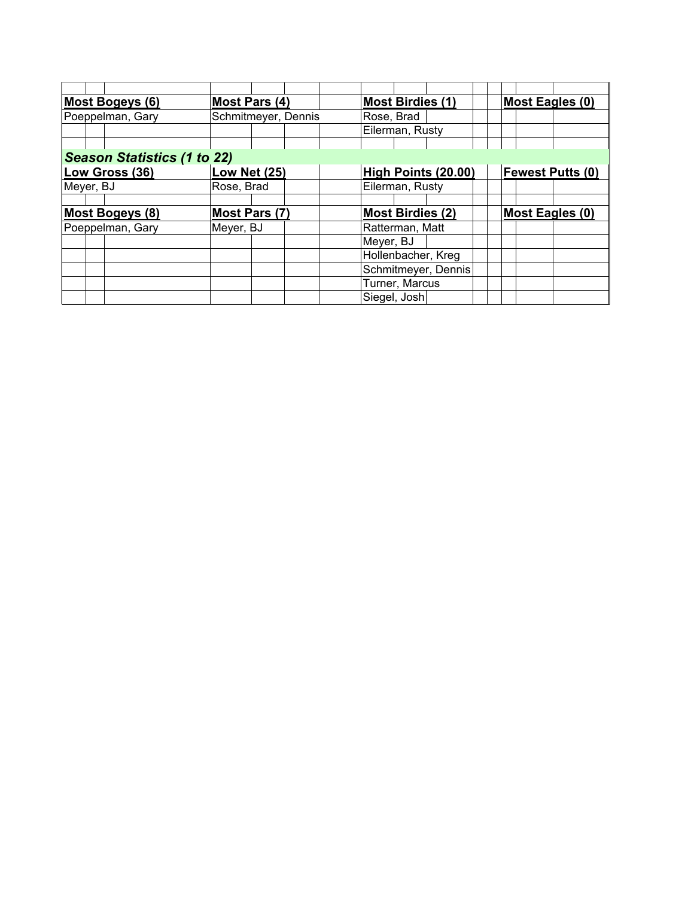| Most Bogeys (6) | Most Pars (4) | Most Birdies (1) | Most Eagles (0) |
|---|---|---|---|
| Poeppelman, Gary | Schmitmeyer, Dennis | Rose, Brad | |
| | | Eilerman, Rusty | |

## *Season Statistics (1 to 22)*

| Low Gross (36) | Low Net (25) | High Points (20.00) | Fewest Putts (0) |
|---|---|---|---|
| Meyer, BJ | Rose, Brad | Eilerman, Rusty | |

| Most Bogeys (8) | Most Pars (7) | Most Birdies (2) | Most Eagles (0) |
|---|---|---|---|
| Poeppelman, Gary | Meyer, BJ | Ratterman, Matt | |
| | | Meyer, BJ | |
| | | Hollenbacher, Kreg | |
| | | Schmitmeyer, Dennis | |
| | | Turner, Marcus | |
| | | Siegel, Josh | |